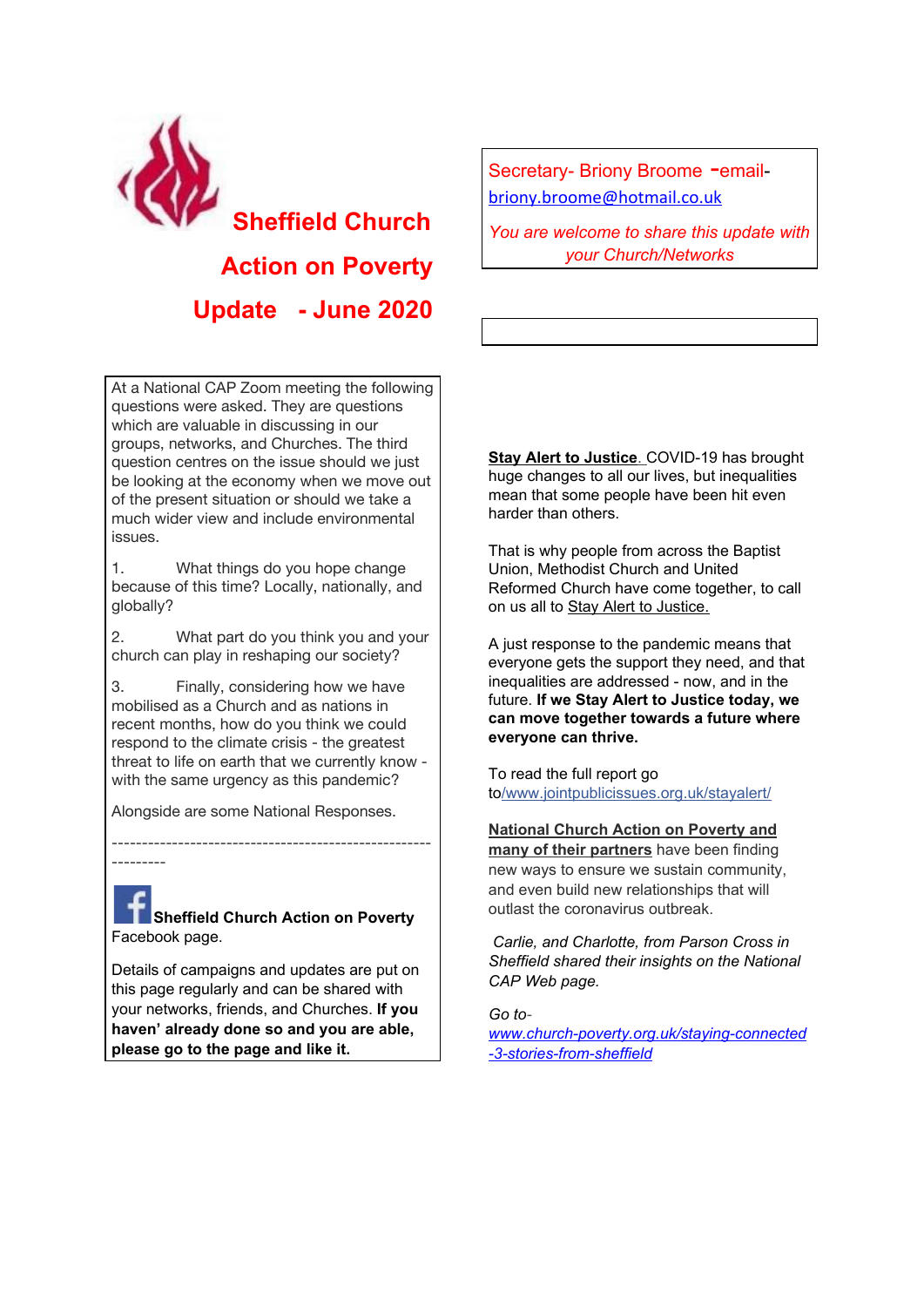# Sheffield Church Action on Poverty Update - June 2020

Secretary- Briony Broome -email- briony.broome@hotmail.co.uk

*You are welcome to share this update with your Church/Networks*

At a National CAP Zoom meeting the following questions were asked. They are questions which are valuable in discussing in our groups, networks, and Churches. The third question centres on the issue should we just be looking at the economy when we move out of the present situation or should we take a much wider view and include environmental issues.

1. What things do you hope change because of this time? Locally, nationally, and globally?

2. What part do you think you and your church can play in reshaping our society?

3. Finally, considering how we have mobilised as a Church and as nations in recent months, how do you think we could respond to the climate crisis - the greatest threat to life on earth that we currently know - with the same urgency as this pandemic?

Alongside are some National Responses.

-------------------------------------------------------------

**Sheffield Church Action on Poverty** Facebook page.

Details of campaigns and updates are put on this page regularly and can be shared with your networks, friends, and Churches. **If you haven' already done so and you are able, please go to the page and like it.**

**Stay Alert to Justice**. COVID-19 has brought huge changes to all our lives, but inequalities mean that some people have been hit even harder than others.

That is why people from across the Baptist Union, Methodist Church and United Reformed Church have come together, to call on us all to Stay Alert to Justice.

A just response to the pandemic means that everyone gets the support they need, and that inequalities are addressed - now, and in the future. **If we Stay Alert to Justice today, we can move together towards a future where everyone can thrive.**

To read the full report go to/www.jointpublicissues.org.uk/stayalert/

**National Church Action on Poverty and many of their partners** have been finding new ways to ensure we sustain community, and even build new relationships that will outlast the coronavirus outbreak.

*Carlie, and Charlotte, from Parson Cross in Sheffield shared their insights on the National CAP Web page.*

*Go to- www.church-poverty.org.uk/staying-connected-3-stories-from-sheffield*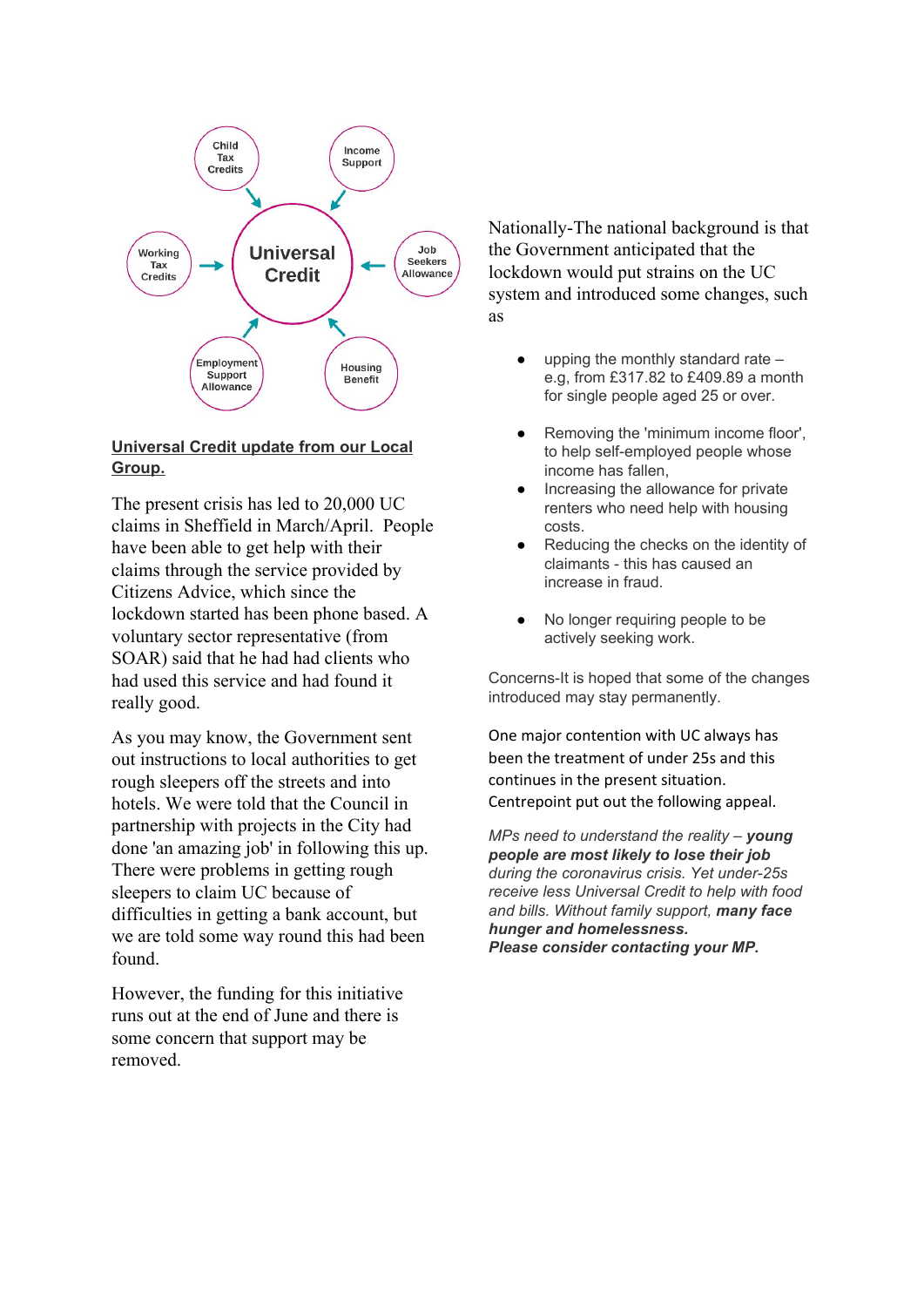Child Tax Credits → Universal Credit
Income Support → Universal Credit
Working Tax Credits → Universal Credit
Job Seekers Allowance → Universal Credit
Employment Support Allowance → Universal Credit
Housing Benefit → Universal Credit

**Universal Credit update from our Local Group.**

The present crisis has led to 20,000 UC claims in Sheffield in March/April. People have been able to get help with their claims through the service provided by Citizens Advice, which since the lockdown started has been phone based. A voluntary sector representative (from SOAR) said that he had had clients who had used this service and had found it really good.

As you may know, the Government sent out instructions to local authorities to get rough sleepers off the streets and into hotels. We were told that the Council in partnership with projects in the City had done 'an amazing job' in following this up. There were problems in getting rough sleepers to claim UC because of difficulties in getting a bank account, but we are told some way round this had been found.

However, the funding for this initiative runs out at the end of June and there is some concern that support may be removed.

Nationally-The national background is that the Government anticipated that the lockdown would put strains on the UC system and introduced some changes, such as

- upping the monthly standard rate – e.g, from £317.82 to £409.89 a month for single people aged 25 or over.
- Removing the 'minimum income floor', to help self-employed people whose income has fallen,
- Increasing the allowance for private renters who need help with housing costs.
- Reducing the checks on the identity of claimants - this has caused an increase in fraud.
- No longer requiring people to be actively seeking work.

Concerns-It is hoped that some of the changes introduced may stay permanently.

One major contention with UC always has been the treatment of under 25s and this continues in the present situation. Centrepoint put out the following appeal.

*MPs need to understand the reality – **young people are most likely to lose their job** during the coronavirus crisis. Yet under-25s receive less Universal Credit to help with food and bills. Without family support, **many face hunger and homelessness.***
***Please consider contacting your MP.***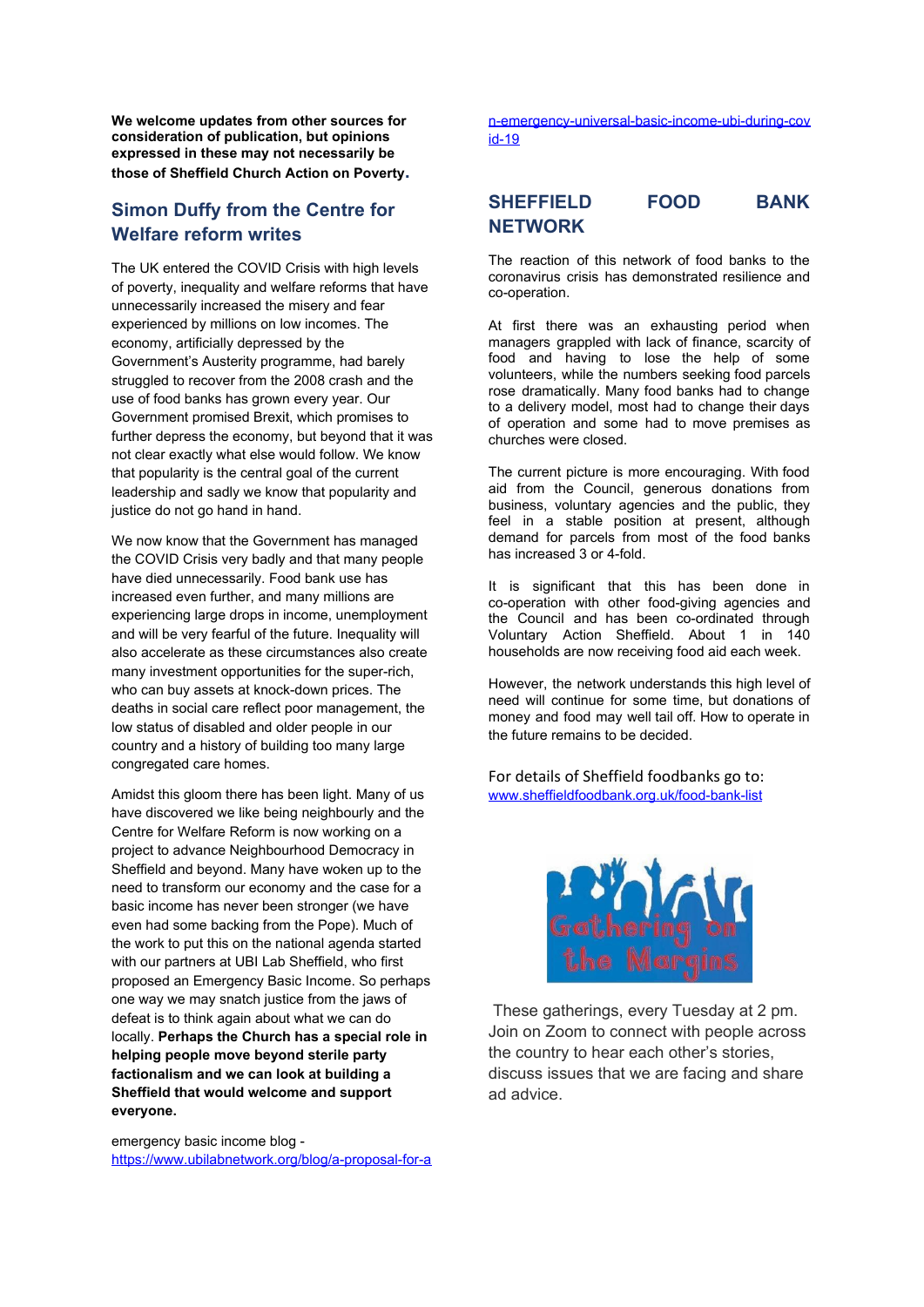**We welcome updates from other sources for consideration of publication, but opinions expressed in these may not necessarily be those of Sheffield Church Action on Poverty.**

## Simon Duffy from the Centre for Welfare reform writes

The UK entered the COVID Crisis with high levels of poverty, inequality and welfare reforms that have unnecessarily increased the misery and fear experienced by millions on low incomes. The economy, artificially depressed by the Government's Austerity programme, had barely struggled to recover from the 2008 crash and the use of food banks has grown every year. Our Government promised Brexit, which promises to further depress the economy, but beyond that it was not clear exactly what else would follow. We know that popularity is the central goal of the current leadership and sadly we know that popularity and justice do not go hand in hand.

We now know that the Government has managed the COVID Crisis very badly and that many people have died unnecessarily. Food bank use has increased even further, and many millions are experiencing large drops in income, unemployment and will be very fearful of the future. Inequality will also accelerate as these circumstances also create many investment opportunities for the super-rich, who can buy assets at knock-down prices. The deaths in social care reflect poor management, the low status of disabled and older people in our country and a history of building too many large congregated care homes.

Amidst this gloom there has been light. Many of us have discovered we like being neighbourly and the Centre for Welfare Reform is now working on a project to advance Neighbourhood Democracy in Sheffield and beyond. Many have woken up to the need to transform our economy and the case for a basic income has never been stronger (we have even had some backing from the Pope). Much of the work to put this on the national agenda started with our partners at UBI Lab Sheffield, who first proposed an Emergency Basic Income. So perhaps one way we may snatch justice from the jaws of defeat is to think again about what we can do locally. **Perhaps the Church has a special role in helping people move beyond sterile party factionalism and we can look at building a Sheffield that would welcome and support everyone.**

emergency basic income blog - https://www.ubilabnetwork.org/blog/a-proposal-for-an-emergency-universal-basic-income-ubi-during-covid-19

## SHEFFIELD FOOD BANK NETWORK

The reaction of this network of food banks to the coronavirus crisis has demonstrated resilience and co-operation.

At first there was an exhausting period when managers grappled with lack of finance, scarcity of food and having to lose the help of some volunteers, while the numbers seeking food parcels rose dramatically. Many food banks had to change to a delivery model, most had to change their days of operation and some had to move premises as churches were closed.

The current picture is more encouraging. With food aid from the Council, generous donations from business, voluntary agencies and the public, they feel in a stable position at present, although demand for parcels from most of the food banks has increased 3 or 4-fold.

It is significant that this has been done in co-operation with other food-giving agencies and the Council and has been co-ordinated through Voluntary Action Sheffield. About 1 in 140 households are now receiving food aid each week.

However, the network understands this high level of need will continue for some time, but donations of money and food may well tail off. How to operate in the future remains to be decided.

For details of Sheffield foodbanks go to:
www.sheffieldfoodbank.org.uk/food-bank-list

Gathering on the Margins

These gatherings, every Tuesday at 2 pm. Join on Zoom to connect with people across the country to hear each other's stories, discuss issues that we are facing and share ad advice.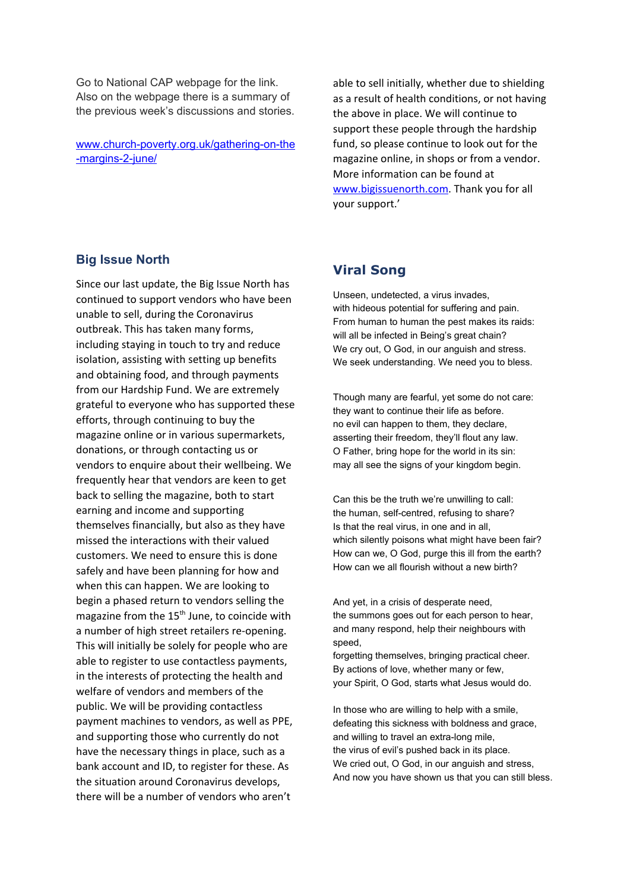Go to National CAP webpage for the link. Also on the webpage there is a summary of the previous week's discussions and stories.

www.church-poverty.org.uk/gathering-on-the-margins-2-june/

## Big Issue North

Since our last update, the Big Issue North has continued to support vendors who have been unable to sell, during the Coronavirus outbreak. This has taken many forms, including staying in touch to try and reduce isolation, assisting with setting up benefits and obtaining food, and through payments from our Hardship Fund. We are extremely grateful to everyone who has supported these efforts, through continuing to buy the magazine online or in various supermarkets, donations, or through contacting us or vendors to enquire about their wellbeing. We frequently hear that vendors are keen to get back to selling the magazine, both to start earning and income and supporting themselves financially, but also as they have missed the interactions with their valued customers. We need to ensure this is done safely and have been planning for how and when this can happen. We are looking to begin a phased return to vendors selling the magazine from the 15th June, to coincide with a number of high street retailers re-opening. This will initially be solely for people who are able to register to use contactless payments, in the interests of protecting the health and welfare of vendors and members of the public. We will be providing contactless payment machines to vendors, as well as PPE, and supporting those who currently do not have the necessary things in place, such as a bank account and ID, to register for these. As the situation around Coronavirus develops, there will be a number of vendors who aren't able to sell initially, whether due to shielding as a result of health conditions, or not having the above in place. We will continue to support these people through the hardship fund, so please continue to look out for the magazine online, in shops or from a vendor. More information can be found at www.bigissuenorth.com. Thank you for all your support.'

## Viral Song

Unseen, undetected, a virus invades,
with hideous potential for suffering and pain.
From human to human the pest makes its raids:
will all be infected in Being's great chain?
We cry out, O God, in our anguish and stress.
We seek understanding. We need you to bless.

Though many are fearful, yet some do not care:
they want to continue their life as before.
no evil can happen to them, they declare,
asserting their freedom, they'll flout any law.
O Father, bring hope for the world in its sin:
may all see the signs of your kingdom begin.

Can this be the truth we're unwilling to call:
the human, self-centred, refusing to share?
Is that the real virus, in one and in all,
which silently poisons what might have been fair?
How can we, O God, purge this ill from the earth?
How can we all flourish without a new birth?

And yet, in a crisis of desperate need,
the summons goes out for each person to hear,
and many respond, help their neighbours with speed,
forgetting themselves, bringing practical cheer.
By actions of love, whether many or few,
your Spirit, O God, starts what Jesus would do.

In those who are willing to help with a smile,
defeating this sickness with boldness and grace,
and willing to travel an extra-long mile,
the virus of evil's pushed back in its place.
We cried out, O God, in our anguish and stress,
And now you have shown us that you can still bless.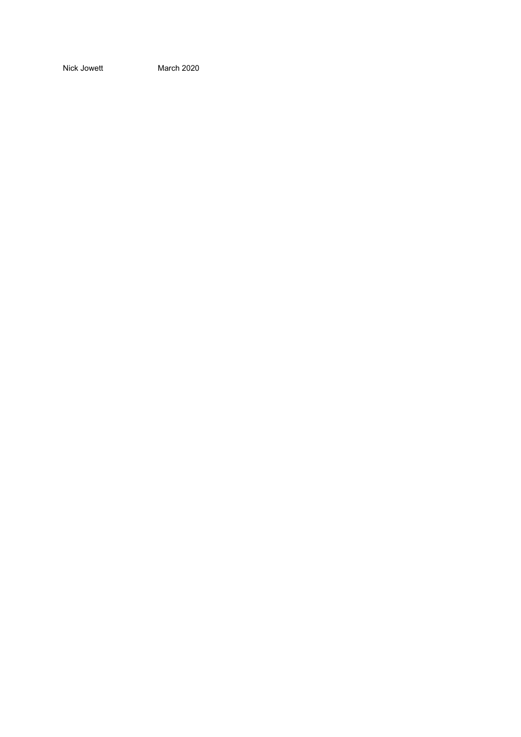Nick Jowett March 2020